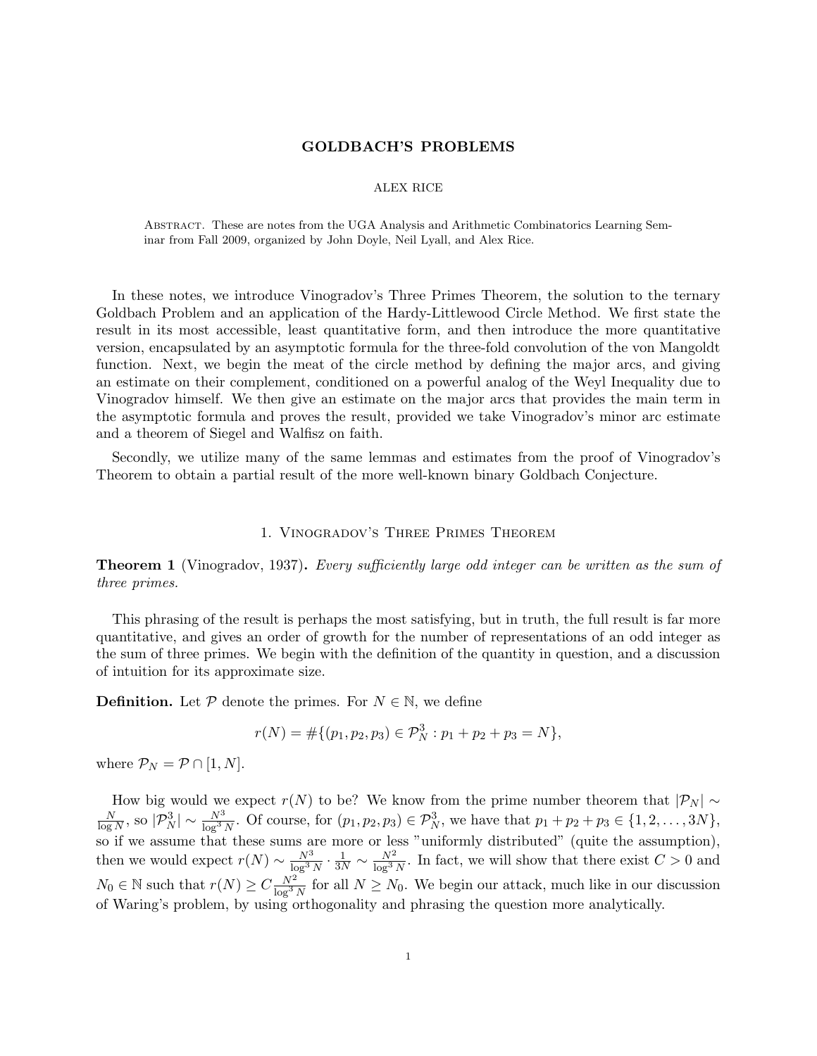# GOLDBACH'S PROBLEMS

ALEX RICE

**Abstract.** These are notes from the UGA Analysis and Arithmetic Combinatorics Learning Seminar from Fall 2009, organized by John Doyle, Neil Lyall, and Alex Rice.

In these notes, we introduce Vinogradov's Three Primes Theorem, the solution to the ternary Goldbach Problem and an application of the Hardy-Littlewood Circle Method. We first state the result in its most accessible, least quantitative form, and then introduce the more quantitative version, encapsulated by an asymptotic formula for the three-fold convolution of the von Mangoldt function. Next, we begin the meat of the circle method by defining the major arcs, and giving an estimate on their complement, conditioned on a powerful analog of the Weyl Inequality due to Vinogradov himself. We then give an estimate on the major arcs that provides the main term in the asymptotic formula and proves the result, provided we take Vinogradov's minor arc estimate and a theorem of Siegel and Walfisz on faith.

Secondly, we utilize many of the same lemmas and estimates from the proof of Vinogradov's Theorem to obtain a partial result of the more well-known binary Goldbach Conjecture.

## 1. Vinogradov's Three Primes Theorem

**Theorem 1** (Vinogradov, 1937)**.** *Every sufficiently large odd integer can be written as the sum of three primes.*

This phrasing of the result is perhaps the most satisfying, but in truth, the full result is far more quantitative, and gives an order of growth for the number of representations of an odd integer as the sum of three primes. We begin with the definition of the quantity in question, and a discussion of intuition for its approximate size.

**Definition.** Let $\mathcal{P}$ denote the primes. For $N \in \mathbb{N}$, we define

$$r(N) = \#\{(p_1, p_2, p_3) \in \mathcal{P}_N^3 : p_1 + p_2 + p_3 = N\},$$

where $\mathcal{P}_N = \mathcal{P} \cap [1, N]$.

How big would we expect $r(N)$ to be? We know from the prime number theorem that $|\mathcal{P}_N| \sim \frac{N}{\log N}$, so $|\mathcal{P}_N^3| \sim \frac{N^3}{\log^3 N}$. Of course, for $(p_1, p_2, p_3) \in \mathcal{P}_N^3$, we have that $p_1 + p_2 + p_3 \in \{1, 2, \dots, 3N\}$, so if we assume that these sums are more or less "uniformly distributed" (quite the assumption), then we would expect $r(N) \sim \frac{N^3}{\log^3 N} \cdot \frac{1}{3N} \sim \frac{N^2}{\log^3 N}$. In fact, we will show that there exist $C > 0$ and $N_0 \in \mathbb{N}$ such that $r(N) \geq C \frac{N^2}{\log^3 N}$ for all $N \geq N_0$. We begin our attack, much like in our discussion of Waring's problem, by using orthogonality and phrasing the question more analytically.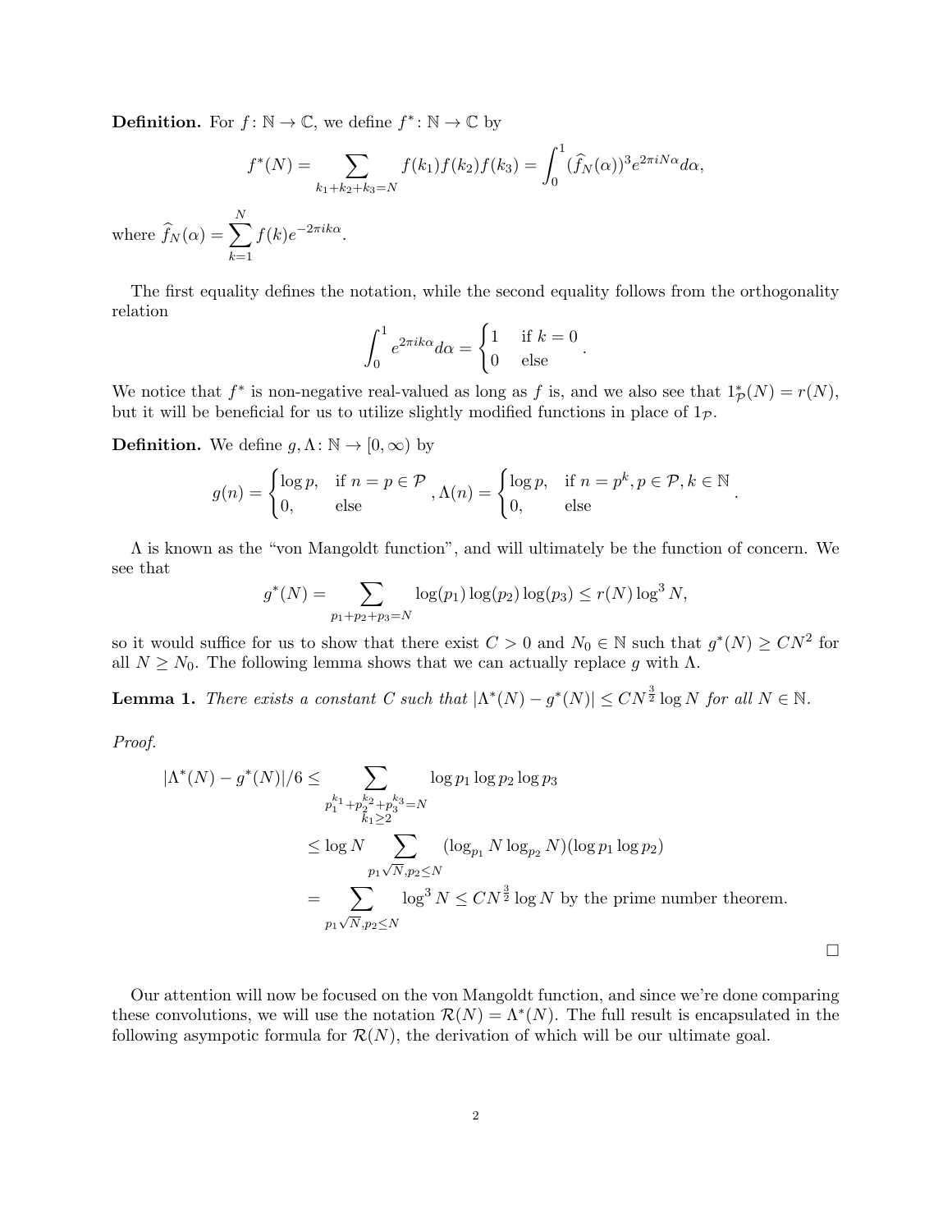**Definition.** For $f\colon \mathbb{N} \to \mathbb{C}$, we define $f^*\colon \mathbb{N} \to \mathbb{C}$ by

$$f^*(N) = \sum_{k_1+k_2+k_3=N} f(k_1)f(k_2)f(k_3) = \int_0^1 (\widehat{f}_N(\alpha))^3 e^{2\pi i N\alpha} d\alpha,$$

where $\widehat{f}_N(\alpha) = \sum_{k=1}^{N} f(k)e^{-2\pi i k\alpha}$.

The first equality defines the notation, while the second equality follows from the orthogonality relation

$$\int_0^1 e^{2\pi i k\alpha} d\alpha = \begin{cases} 1 & \text{if } k = 0 \\ 0 & \text{else} \end{cases}.$$

We notice that $f^*$ is non-negative real-valued as long as $f$ is, and we also see that $1_{\mathcal{P}}^*(N) = r(N)$, but it will be beneficial for us to utilize slightly modified functions in place of $1_{\mathcal{P}}$.

**Definition.** We define $g, \Lambda\colon \mathbb{N} \to [0, \infty)$ by

$$g(n) = \begin{cases} \log p, & \text{if } n = p \in \mathcal{P} \\ 0, & \text{else} \end{cases}, \Lambda(n) = \begin{cases} \log p, & \text{if } n = p^k, p \in \mathcal{P}, k \in \mathbb{N} \\ 0, & \text{else} \end{cases}.$$

$\Lambda$ is known as the "von Mangoldt function", and will ultimately be the function of concern. We see that

$$g^*(N) = \sum_{p_1+p_2+p_3=N} \log(p_1)\log(p_2)\log(p_3) \leq r(N)\log^3 N,$$

so it would suffice for us to show that there exist $C > 0$ and $N_0 \in \mathbb{N}$ such that $g^*(N) \geq CN^2$ for all $N \geq N_0$. The following lemma shows that we can actually replace $g$ with $\Lambda$.

**Lemma 1.** *There exists a constant $C$ such that $|\Lambda^*(N) - g^*(N)| \leq CN^{\frac{3}{2}} \log N$ for all $N \in \mathbb{N}$.*

*Proof.*

$$\begin{aligned}
|\Lambda^*(N) - g^*(N)|/6 &\leq \sum_{\substack{p_1^{k_1}+p_2^{k_2}+p_3^{k_3}=N \\ k_1 \geq 2}} \log p_1 \log p_2 \log p_3 \\
&\leq \log N \sum_{p_1\sqrt{N}, p_2 \leq N} (\log_{p_1} N \log_{p_2} N)(\log p_1 \log p_2) \\
&= \sum_{p_1\sqrt{N}, p_2 \leq N} \log^3 N \leq CN^{\frac{3}{2}} \log N \text{ by the prime number theorem.}
\end{aligned}$$

□

Our attention will now be focused on the von Mangoldt function, and since we're done comparing these convolutions, we will use the notation $\mathcal{R}(N) = \Lambda^*(N)$. The full result is encapsulated in the following asympotic formula for $\mathcal{R}(N)$, the derivation of which will be our ultimate goal.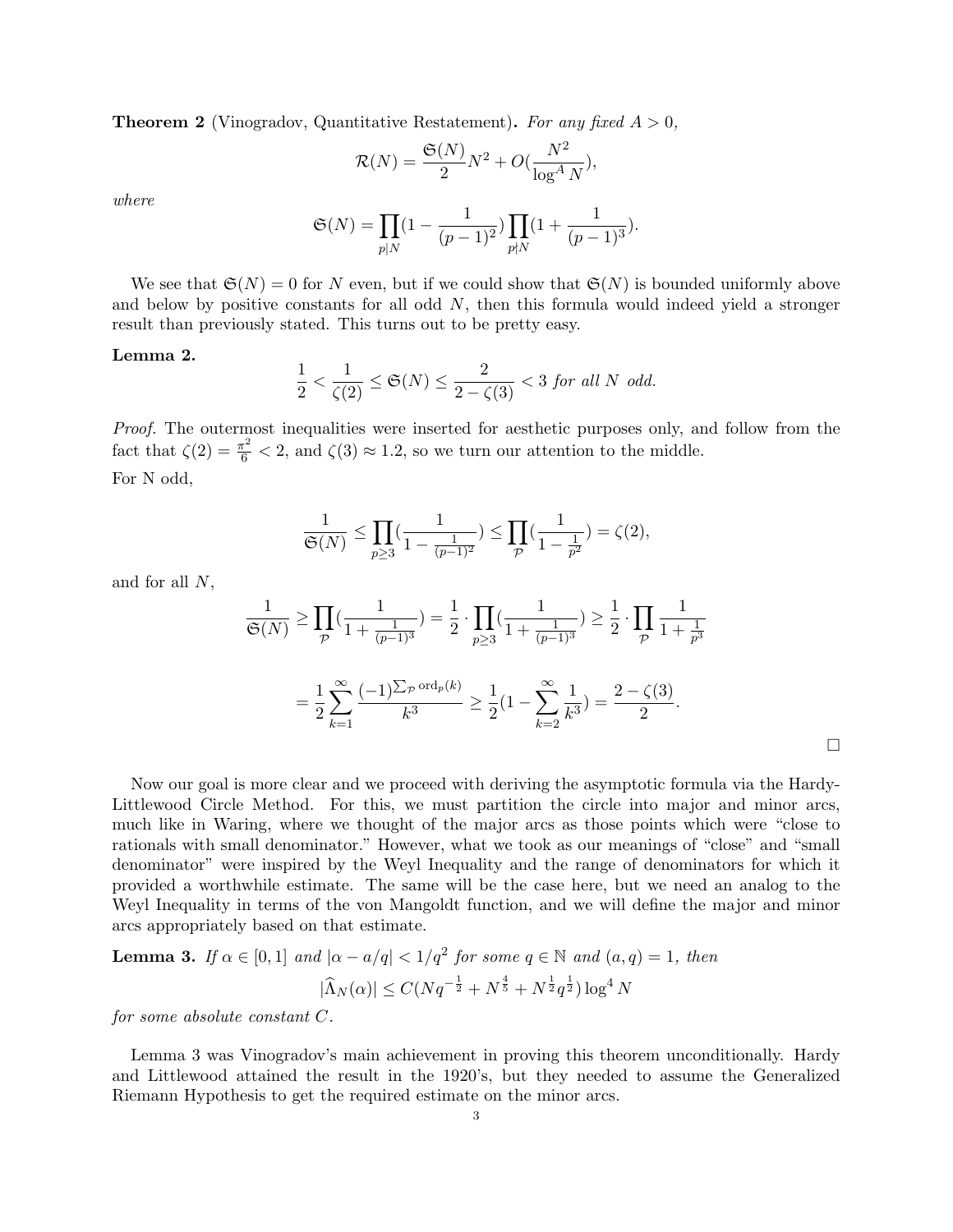**Theorem 2** (Vinogradov, Quantitative Restatement)**.** *For any fixed $A > 0$,*

$$\mathcal{R}(N) = \frac{\mathfrak{S}(N)}{2}N^2 + O(\frac{N^2}{\log^A N}),$$

*where*

$$\mathfrak{S}(N) = \prod_{p|N}(1 - \frac{1}{(p-1)^2})\prod_{p\nmid N}(1 + \frac{1}{(p-1)^3}).$$

We see that $\mathfrak{S}(N) = 0$ for $N$ even, but if we could show that $\mathfrak{S}(N)$ is bounded uniformly above and below by positive constants for all odd $N$, then this formula would indeed yield a stronger result than previously stated. This turns out to be pretty easy.

**Lemma 2.**

$$\frac{1}{2} < \frac{1}{\zeta(2)} \leq \mathfrak{S}(N) \leq \frac{2}{2-\zeta(3)} < 3 \text{ for all } N \text{ odd.}$$

*Proof.* The outermost inequalities were inserted for aesthetic purposes only, and follow from the fact that $\zeta(2) = \frac{\pi^2}{6} < 2$, and $\zeta(3) \approx 1.2$, so we turn our attention to the middle.

For N odd,

$$\frac{1}{\mathfrak{S}(N)} \leq \prod_{p\geq 3}(\frac{1}{1-\frac{1}{(p-1)^2}}) \leq \prod_{\mathcal{P}}(\frac{1}{1-\frac{1}{p^2}}) = \zeta(2),$$

and for all $N$,

$$\frac{1}{\mathfrak{S}(N)} \geq \prod_{\mathcal{P}}(\frac{1}{1+\frac{1}{(p-1)^3}}) = \frac{1}{2}\cdot\prod_{p\geq 3}(\frac{1}{1+\frac{1}{(p-1)^3}}) \geq \frac{1}{2}\cdot\prod_{\mathcal{P}}\frac{1}{1+\frac{1}{p^3}}$$

$$= \frac{1}{2}\sum_{k=1}^{\infty}\frac{(-1)^{\sum_{\mathcal{P}}\operatorname{ord}_p(k)}}{k^3} \geq \frac{1}{2}(1 - \sum_{k=2}^{\infty}\frac{1}{k^3}) = \frac{2-\zeta(3)}{2}.$$

□

Now our goal is more clear and we proceed with deriving the asymptotic formula via the Hardy-Littlewood Circle Method. For this, we must partition the circle into major and minor arcs, much like in Waring, where we thought of the major arcs as those points which were "close to rationals with small denominator." However, what we took as our meanings of "close" and "small denominator" were inspired by the Weyl Inequality and the range of denominators for which it provided a worthwhile estimate. The same will be the case here, but we need an analog to the Weyl Inequality in terms of the von Mangoldt function, and we will define the major and minor arcs appropriately based on that estimate.

**Lemma 3.** *If $\alpha \in [0,1]$ and $|\alpha - a/q| < 1/q^2$ for some $q \in \mathbb{N}$ and $(a,q) = 1$, then*

$$|\widehat{\Lambda}_N(\alpha)| \leq C(Nq^{-\frac{1}{2}} + N^{\frac{4}{5}} + N^{\frac{1}{2}}q^{\frac{1}{2}})\log^4 N$$

*for some absolute constant $C$.*

Lemma 3 was Vinogradov's main achievement in proving this theorem unconditionally. Hardy and Littlewood attained the result in the 1920's, but they needed to assume the Generalized Riemann Hypothesis to get the required estimate on the minor arcs.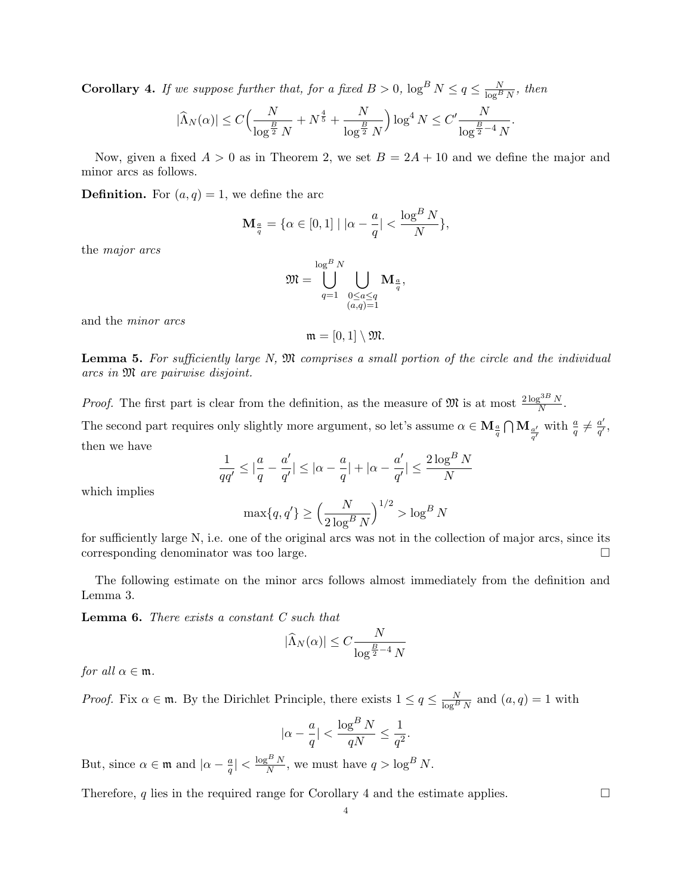**Corollary 4.** *If we suppose further that, for a fixed $B > 0$, $\log^B N \leq q \leq \frac{N}{\log^B N}$, then*

$$|\widehat{\Lambda}_N(\alpha)| \leq C\Big(\frac{N}{\log^{\frac{B}{2}} N} + N^{\frac{4}{5}} + \frac{N}{\log^{\frac{B}{2}} N}\Big)\log^4 N \leq C'\frac{N}{\log^{\frac{B}{2}-4} N}.$$

Now, given a fixed $A > 0$ as in Theorem 2, we set $B = 2A + 10$ and we define the major and minor arcs as follows.

**Definition.** For $(a, q) = 1$, we define the arc

$$\mathbf{M}_{\frac{a}{q}} = \{\alpha \in [0, 1] \mid |\alpha - \frac{a}{q}| < \frac{\log^B N}{N}\},$$

the *major arcs*

$$\mathfrak{M} = \bigcup_{q=1}^{\log^B N} \bigcup_{\substack{0 \leq a \leq q \\ (a,q)=1}} \mathbf{M}_{\frac{a}{q}},$$

and the *minor arcs*

$$\mathfrak{m} = [0, 1] \setminus \mathfrak{M}.$$

**Lemma 5.** *For sufficiently large N, $\mathfrak{M}$ comprises a small portion of the circle and the individual arcs in $\mathfrak{M}$ are pairwise disjoint.*

*Proof.* The first part is clear from the definition, as the measure of $\mathfrak{M}$ is at most $\frac{2\log^{3B} N}{N}$.

The second part requires only slightly more argument, so let's assume $\alpha \in \mathbf{M}_{\frac{a}{q}} \bigcap \mathbf{M}_{\frac{a'}{q'}}$ with $\frac{a}{q} \neq \frac{a'}{q'}$, then we have

$$\frac{1}{qq'} \leq |\frac{a}{q} - \frac{a'}{q'}| \leq |\alpha - \frac{a}{q}| + |\alpha - \frac{a'}{q'}| \leq \frac{2\log^B N}{N}$$

which implies

$$\max\{q, q'\} \geq \Big(\frac{N}{2\log^B N}\Big)^{1/2} > \log^B N$$

for sufficiently large N, i.e. one of the original arcs was not in the collection of major arcs, since its corresponding denominator was too large. $\square$

The following estimate on the minor arcs follows almost immediately from the definition and Lemma 3.

**Lemma 6.** *There exists a constant $C$ such that*

$$|\widehat{\Lambda}_N(\alpha)| \leq C\frac{N}{\log^{\frac{B}{2}-4} N}$$

*for all $\alpha \in \mathfrak{m}$.*

*Proof.* Fix $\alpha \in \mathfrak{m}$. By the Dirichlet Principle, there exists $1 \leq q \leq \frac{N}{\log^B N}$ and $(a, q) = 1$ with

$$|\alpha - \frac{a}{q}| < \frac{\log^B N}{qN} \leq \frac{1}{q^2}.$$

But, since $\alpha \in \mathfrak{m}$ and $|\alpha - \frac{a}{q}| < \frac{\log^B N}{N}$, we must have $q > \log^B N$.

Therefore, $q$ lies in the required range for Corollary 4 and the estimate applies. $\square$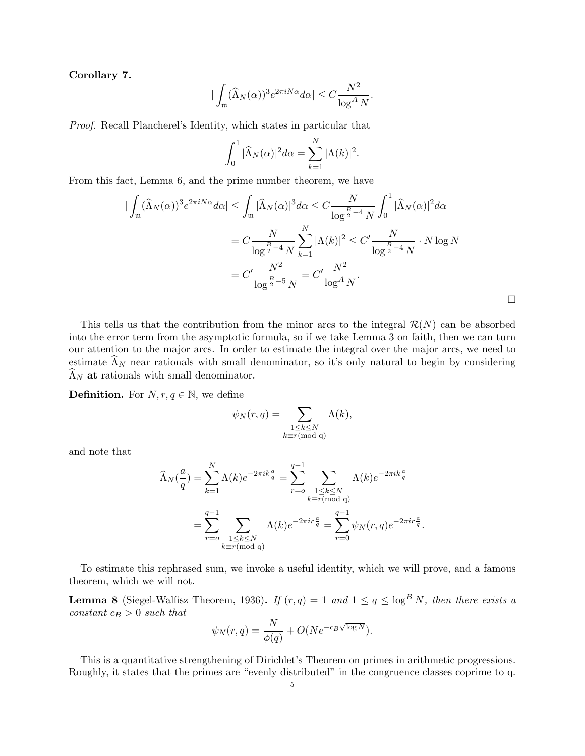**Corollary 7.**

$$|\int_{\mathfrak{m}} (\widehat{\Lambda}_N(\alpha))^3 e^{2\pi i N\alpha} d\alpha| \leq C\frac{N^2}{\log^A N}.$$

*Proof.* Recall Plancherel's Identity, which states in particular that

$$\int_0^1 |\widehat{\Lambda}_N(\alpha)|^2 d\alpha = \sum_{k=1}^{N} |\Lambda(k)|^2.$$

From this fact, Lemma 6, and the prime number theorem, we have

$$\begin{aligned}
|\int_{\mathfrak{m}} (\widehat{\Lambda}_N(\alpha))^3 e^{2\pi i N\alpha} d\alpha| &\leq \int_{\mathfrak{m}} |\widehat{\Lambda}_N(\alpha)|^3 d\alpha \leq C\frac{N}{\log^{\frac{B}{2}-4} N} \int_0^1 |\widehat{\Lambda}_N(\alpha)|^2 d\alpha \\
&= C\frac{N}{\log^{\frac{B}{2}-4} N} \sum_{k=1}^{N} |\Lambda(k)|^2 \leq C'\frac{N}{\log^{\frac{B}{2}-4} N} \cdot N\log N \\
&= C'\frac{N^2}{\log^{\frac{B}{2}-5} N} = C'\frac{N^2}{\log^A N}.
\end{aligned}$$

□

This tells us that the contribution from the minor arcs to the integral $\mathcal{R}(N)$ can be absorbed into the error term from the asymptotic formula, so if we take Lemma 3 on faith, then we can turn our attention to the major arcs. In order to estimate the integral over the major arcs, we need to estimate $\widehat{\Lambda}_N$ near rationals with small denominator, so it's only natural to begin by considering $\widehat{\Lambda}_N$ **at** rationals with small denominator.

**Definition.** For $N, r, q \in \mathbb{N}$, we define

$$\psi_N(r,q) = \sum_{\substack{1\leq k\leq N \\ k\equiv r (\text{mod q})}} \Lambda(k),$$

and note that

$$\begin{aligned}
\widehat{\Lambda}_N(\frac{a}{q}) &= \sum_{k=1}^{N} \Lambda(k) e^{-2\pi i k\frac{a}{q}} = \sum_{r=o}^{q-1} \sum_{\substack{1\leq k\leq N \\ k\equiv r (\text{mod q})}} \Lambda(k) e^{-2\pi i k\frac{a}{q}} \\
&= \sum_{r=o}^{q-1} \sum_{\substack{1\leq k\leq N \\ k\equiv r (\text{mod q})}} \Lambda(k) e^{-2\pi i r\frac{a}{q}} = \sum_{r=0}^{q-1} \psi_N(r,q) e^{-2\pi i r\frac{a}{q}}.
\end{aligned}$$

To estimate this rephrased sum, we invoke a useful identity, which we will prove, and a famous theorem, which we will not.

**Lemma 8** (Siegel-Walfisz Theorem, 1936)**.** *If $(r,q) = 1$ and $1 \leq q \leq \log^B N$, then there exists a constant $c_B > 0$ such that*

$$\psi_N(r,q) = \frac{N}{\phi(q)} + O(Ne^{-c_B\sqrt{\log N}}).$$

This is a quantitative strengthening of Dirichlet's Theorem on primes in arithmetic progressions. Roughly, it states that the primes are "evenly distributed" in the congruence classes coprime to q.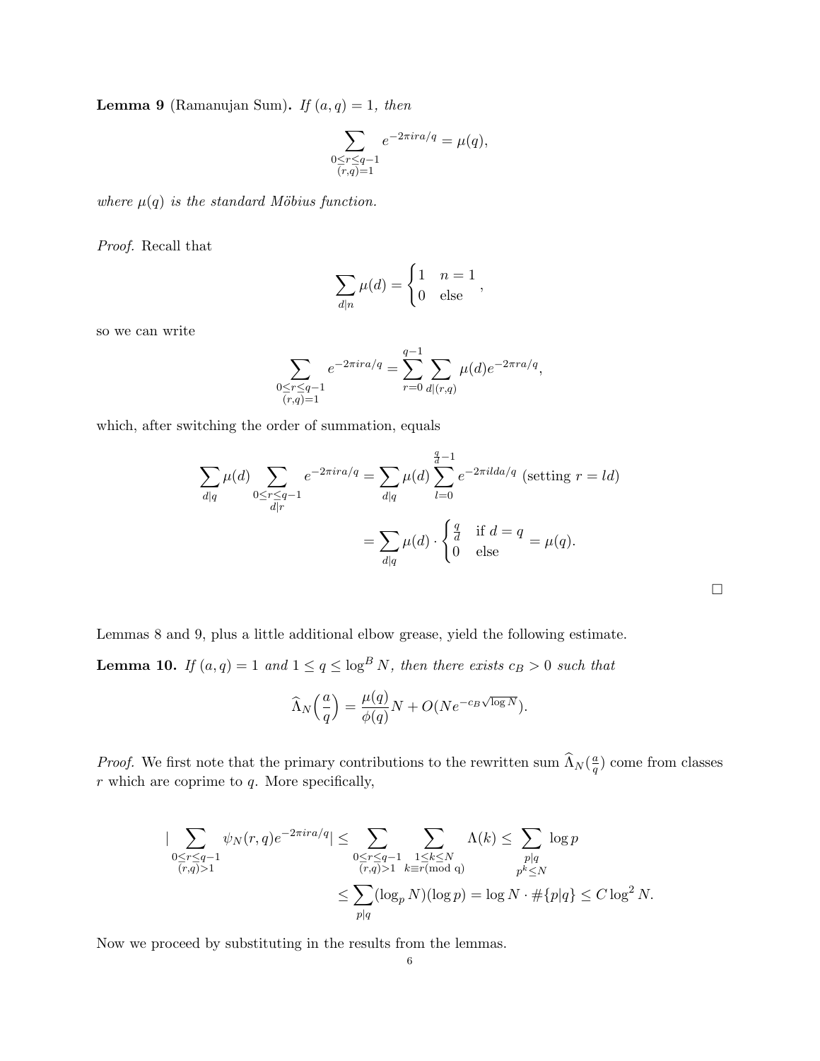**Lemma 9** (Ramanujan Sum)**.** *If $(a, q) = 1$, then*

$$\sum_{\substack{0 \leq r \leq q-1 \\ (r,q)=1}} e^{-2\pi i r a/q} = \mu(q),$$

*where $\mu(q)$ is the standard Möbius function.*

*Proof.* Recall that

$$\sum_{d|n} \mu(d) = \begin{cases} 1 & n = 1 \\ 0 & \text{else} \end{cases},$$

so we can write

$$\sum_{\substack{0 \leq r \leq q-1 \\ (r,q)=1}} e^{-2\pi i r a/q} = \sum_{r=0}^{q-1} \sum_{d|(r,q)} \mu(d) e^{-2\pi r a/q},$$

which, after switching the order of summation, equals

$$\begin{aligned} \sum_{d|q} \mu(d) \sum_{\substack{0 \leq r \leq q-1 \\ d|r}} e^{-2\pi i r a/q} &= \sum_{d|q} \mu(d) \sum_{l=0}^{\frac{q}{d}-1} e^{-2\pi i l d a/q} \text{ (setting } r = ld) \\ &= \sum_{d|q} \mu(d) \cdot \begin{cases} \frac{q}{d} & \text{if } d = q \\ 0 & \text{else} \end{cases} = \mu(q). \end{aligned}$$

□

Lemmas 8 and 9, plus a little additional elbow grease, yield the following estimate.

**Lemma 10.** *If $(a, q) = 1$ and $1 \leq q \leq \log^B N$, then there exists $c_B > 0$ such that*

$$\widehat{\Lambda}_N\Big(\frac{a}{q}\Big) = \frac{\mu(q)}{\phi(q)} N + O(N e^{-c_B \sqrt{\log N}}).$$

*Proof.* We first note that the primary contributions to the rewritten sum $\widehat{\Lambda}_N(\frac{a}{q})$ come from classes $r$ which are coprime to $q$. More specifically,

$$\begin{aligned} \Big| \sum_{\substack{0 \leq r \leq q-1 \\ (r,q)>1}} \psi_N(r, q) e^{-2\pi i r a/q} \Big| &\leq \sum_{\substack{0 \leq r \leq q-1 \\ (r,q)>1}} \sum_{\substack{1 \leq k \leq N \\ k \equiv r (\text{mod q})}} \Lambda(k) \leq \sum_{\substack{p|q \\ p^k \leq N}} \log p \\ &\leq \sum_{p|q} (\log_p N)(\log p) = \log N \cdot \#\{p|q\} \leq C \log^2 N. \end{aligned}$$

Now we proceed by substituting in the results from the lemmas.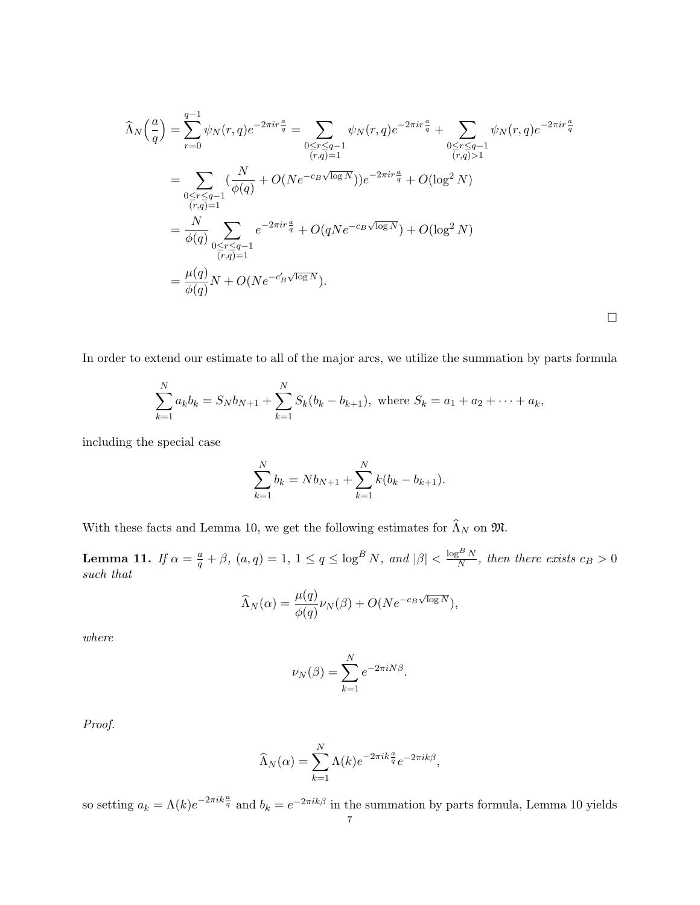$$
\begin{aligned}
\widehat{\Lambda}_N\Big(\frac{a}{q}\Big) &= \sum_{r=0}^{q-1} \psi_N(r,q) e^{-2\pi i r \frac{a}{q}} = \sum_{\substack{0\le r\le q-1\\(r,q)=1}} \psi_N(r,q) e^{-2\pi i r\frac{a}{q}} + \sum_{\substack{0\le r\le q-1\\(r,q)>1}} \psi_N(r,q) e^{-2\pi i r\frac{a}{q}}\\
&= \sum_{\substack{0\le r\le q-1\\(r,q)=1}} \Big(\frac{N}{\phi(q)} + O(Ne^{-c_B\sqrt{\log N}})\Big) e^{-2\pi i r\frac{a}{q}} + O(\log^2 N)\\
&= \frac{N}{\phi(q)} \sum_{\substack{0\le r\le q-1\\(r,q)=1}} e^{-2\pi i r\frac{a}{q}} + O(qNe^{-c_B\sqrt{\log N}}) + O(\log^2 N)\\
&= \frac{\mu(q)}{\phi(q)} N + O(Ne^{-c'_B\sqrt{\log N}}).
\end{aligned}
$$

$\square$

In order to extend our estimate to all of the major arcs, we utilize the summation by parts formula

$$
\sum_{k=1}^N a_k b_k = S_N b_{N+1} + \sum_{k=1}^N S_k (b_k - b_{k+1}), \text{ where } S_k = a_1 + a_2 + \cdots + a_k,
$$

including the special case

$$
\sum_{k=1}^N b_k = N b_{N+1} + \sum_{k=1}^N k(b_k - b_{k+1}).
$$

With these facts and Lemma 10, we get the following estimates for $\widehat{\Lambda}_N$ on $\mathfrak{M}$.

**Lemma 11.** *If $\alpha = \frac{a}{q} + \beta$, $(a,q) = 1$, $1 \le q \le \log^B N$, and $|\beta| < \frac{\log^B N}{N}$, then there exists $c_B > 0$ such that*

$$
\widehat{\Lambda}_N(\alpha) = \frac{\mu(q)}{\phi(q)} \nu_N(\beta) + O(Ne^{-c_B\sqrt{\log N}}),
$$

*where*

$$
\nu_N(\beta) = \sum_{k=1}^N e^{-2\pi i N\beta}.
$$

*Proof.*

$$
\widehat{\Lambda}_N(\alpha) = \sum_{k=1}^N \Lambda(k) e^{-2\pi i k\frac{a}{q}} e^{-2\pi i k\beta},
$$

so setting $a_k = \Lambda(k) e^{-2\pi i k\frac{a}{q}}$ and $b_k = e^{-2\pi i k\beta}$ in the summation by parts formula, Lemma 10 yields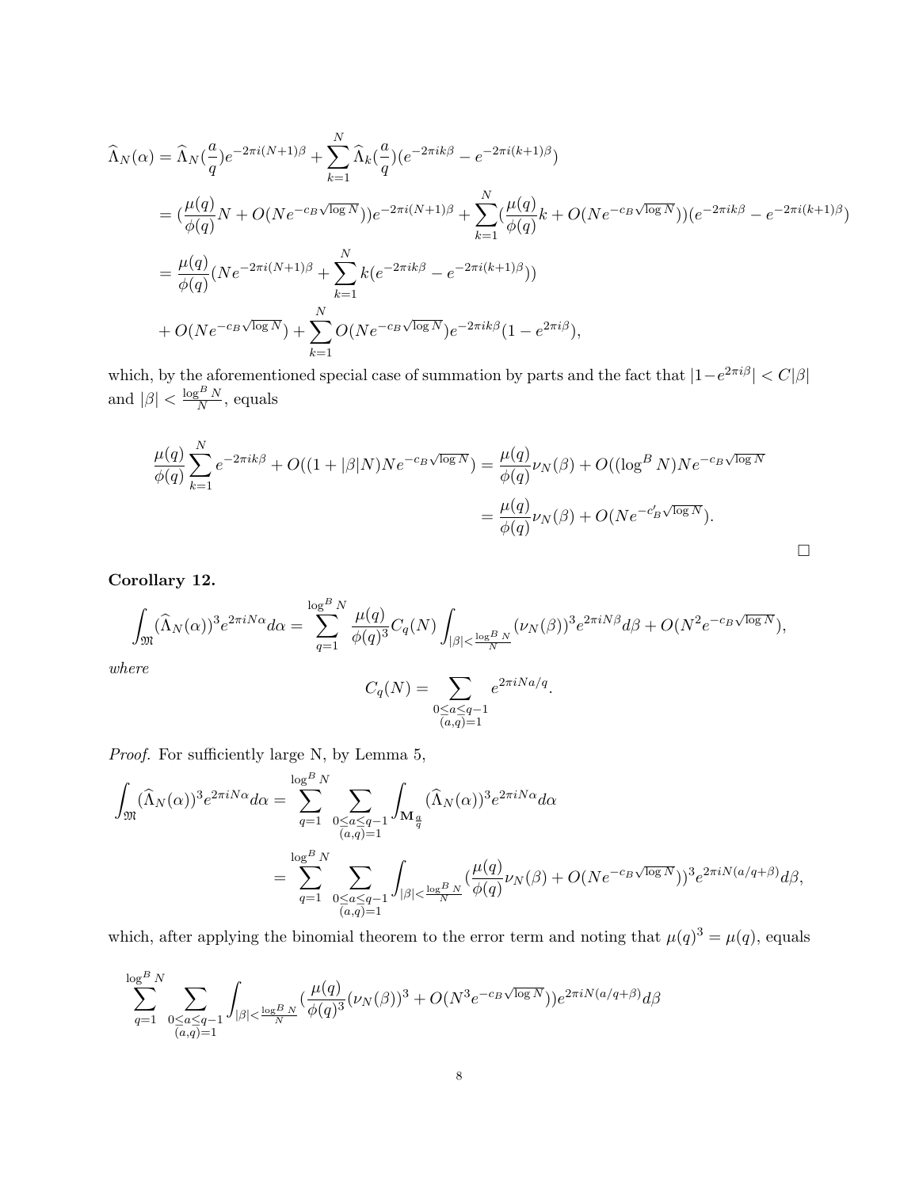$$
\begin{aligned}
\widehat{\Lambda}_N(\alpha) &= \widehat{\Lambda}_N(\frac{a}{q})e^{-2\pi i(N+1)\beta} + \sum_{k=1}^{N} \widehat{\Lambda}_k(\frac{a}{q})(e^{-2\pi ik\beta} - e^{-2\pi i(k+1)\beta}) \\
&= (\frac{\mu(q)}{\phi(q)}N + O(Ne^{-c_B\sqrt{\log N}}))e^{-2\pi i(N+1)\beta} + \sum_{k=1}^{N}(\frac{\mu(q)}{\phi(q)}k + O(Ne^{-c_B\sqrt{\log N}}))(e^{-2\pi ik\beta} - e^{-2\pi i(k+1)\beta}) \\
&= \frac{\mu(q)}{\phi(q)}(Ne^{-2\pi i(N+1)\beta} + \sum_{k=1}^{N} k(e^{-2\pi ik\beta} - e^{-2\pi i(k+1)\beta})) \\
&+ O(Ne^{-c_B\sqrt{\log N}}) + \sum_{k=1}^{N} O(Ne^{-c_B\sqrt{\log N}})e^{-2\pi ik\beta}(1 - e^{2\pi i\beta}),
\end{aligned}
$$

which, by the aforementioned special case of summation by parts and the fact that $|1-e^{2\pi i\beta}| < C|\beta|$ and $|\beta| < \frac{\log^B N}{N}$, equals

$$
\begin{aligned}
\frac{\mu(q)}{\phi(q)}\sum_{k=1}^{N} e^{-2\pi ik\beta} + O((1+|\beta|N)Ne^{-c_B\sqrt{\log N}}) &= \frac{\mu(q)}{\phi(q)}\nu_N(\beta) + O((\log^B N)Ne^{-c_B\sqrt{\log N}} \\
&= \frac{\mu(q)}{\phi(q)}\nu_N(\beta) + O(Ne^{-c'_B\sqrt{\log N}}).
\end{aligned}
$$

□

**Corollary 12.**

$$
\int_{\mathfrak{M}} (\widehat{\Lambda}_N(\alpha))^3 e^{2\pi iN\alpha} d\alpha = \sum_{q=1}^{\log^B N} \frac{\mu(q)}{\phi(q)^3} C_q(N) \int_{|\beta|<\frac{\log^B N}{N}} (\nu_N(\beta))^3 e^{2\pi iN\beta} d\beta + O(N^2 e^{-c_B\sqrt{\log N}}),
$$

*where*

$$
C_q(N) = \sum_{\substack{0\le a\le q-1 \\ (a,q)=1}} e^{2\pi iNa/q}.
$$

*Proof.* For sufficiently large N, by Lemma 5,

$$
\begin{aligned}
\int_{\mathfrak{M}} (\widehat{\Lambda}_N(\alpha))^3 e^{2\pi iN\alpha} d\alpha &= \sum_{q=1}^{\log^B N} \sum_{\substack{0\le a\le q-1 \\ (a,q)=1}} \int_{\mathbf{M}_{\frac{a}{q}}} (\widehat{\Lambda}_N(\alpha))^3 e^{2\pi iN\alpha} d\alpha \\
&= \sum_{q=1}^{\log^B N} \sum_{\substack{0\le a\le q-1 \\ (a,q)=1}} \int_{|\beta|<\frac{\log^B N}{N}} (\frac{\mu(q)}{\phi(q)}\nu_N(\beta) + O(Ne^{-c_B\sqrt{\log N}}))^3 e^{2\pi iN(a/q+\beta)} d\beta,
\end{aligned}
$$

which, after applying the binomial theorem to the error term and noting that $\mu(q)^3 = \mu(q)$, equals

$$
\sum_{q=1}^{\log^B N} \sum_{\substack{0\le a\le q-1 \\ (a,q)=1}} \int_{|\beta|<\frac{\log^B N}{N}} (\frac{\mu(q)}{\phi(q)^3}(\nu_N(\beta))^3 + O(N^3 e^{-c_B\sqrt{\log N}}))e^{2\pi iN(a/q+\beta)} d\beta
$$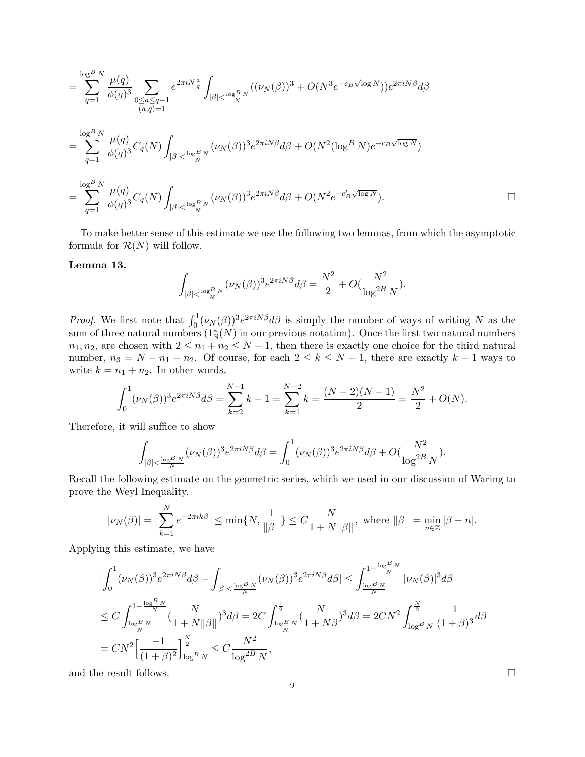$$= \sum_{q=1}^{\log^B N} \frac{\mu(q)}{\phi(q)^3} \sum_{\substack{0 \le a \le q-1 \\ (a,q)=1}} e^{2\pi i N \frac{a}{q}} \int_{|\beta|<\frac{\log^B N}{N}} ((\nu_N(\beta))^3 + O(N^3 e^{-c_B\sqrt{\log N}}))e^{2\pi i N\beta} d\beta$$

$$= \sum_{q=1}^{\log^B N} \frac{\mu(q)}{\phi(q)^3} C_q(N) \int_{|\beta|<\frac{\log^B N}{N}} (\nu_N(\beta))^3 e^{2\pi i N\beta} d\beta + O(N^2(\log^B N)e^{-c_B\sqrt{\log N}})$$

$$= \sum_{q=1}^{\log^B N} \frac{\mu(q)}{\phi(q)^3} C_q(N) \int_{|\beta|<\frac{\log^B N}{N}} (\nu_N(\beta))^3 e^{2\pi i N\beta} d\beta + O(N^2 e^{-c'_B\sqrt{\log N}}). \qquad \square$$

To make better sense of this estimate we use the following two lemmas, from which the asymptotic formula for $\mathcal{R}(N)$ will follow.

**Lemma 13.**

$$\int_{|\beta|<\frac{\log^B N}{N}} (\nu_N(\beta))^3 e^{2\pi i N\beta} d\beta = \frac{N^2}{2} + O(\frac{N^2}{\log^{2B} N}).$$

*Proof.* We first note that $\int_0^1 (\nu_N(\beta))^3 e^{2\pi i N\beta} d\beta$ is simply the number of ways of writing $N$ as the sum of three natural numbers ($1^*_{\mathbb{N}}(N)$ in our previous notation). Once the first two natural numbers $n_1, n_2$, are chosen with $2 \le n_1 + n_2 \le N-1$, then there is exactly one choice for the third natural number, $n_3 = N - n_1 - n_2$. Of course, for each $2 \le k \le N-1$, there are exactly $k-1$ ways to write $k = n_1 + n_2$. In other words,

$$\int_0^1 (\nu_N(\beta))^3 e^{2\pi i N\beta} d\beta = \sum_{k=2}^{N-1} k - 1 = \sum_{k=1}^{N-2} k = \frac{(N-2)(N-1)}{2} = \frac{N^2}{2} + O(N).$$

Therefore, it will suffice to show

$$\int_{|\beta|<\frac{\log^B N}{N}} (\nu_N(\beta))^3 e^{2\pi i N\beta} d\beta = \int_0^1 (\nu_N(\beta))^3 e^{2\pi i N\beta} d\beta + O(\frac{N^2}{\log^{2B} N}).$$

Recall the following estimate on the geometric series, which we used in our discussion of Waring to prove the Weyl Inequality.

$$|\nu_N(\beta)| = |\sum_{k=1}^{N} e^{-2\pi i k\beta}| \le \min\{N, \frac{1}{\|\beta\|}\} \le C\frac{N}{1+N\|\beta\|}, \text{ where } \|\beta\| = \min_{n\in\mathbb{Z}} |\beta - n|.$$

Applying this estimate, we have

$$|\int_0^1 (\nu_N(\beta))^3 e^{2\pi i N\beta} d\beta - \int_{|\beta|<\frac{\log^B N}{N}} (\nu_N(\beta))^3 e^{2\pi i N\beta} d\beta| \le \int_{\frac{\log^B N}{N}}^{1-\frac{\log^B N}{N}} |\nu_N(\beta)|^3 d\beta$$

$$\le C\int_{\frac{\log^B N}{N}}^{1-\frac{\log^B N}{N}} (\frac{N}{1+N\|\beta\|})^3 d\beta = 2C\int_{\frac{\log^B N}{N}}^{\frac{1}{2}} (\frac{N}{1+N\beta})^3 d\beta = 2CN^2 \int_{\log^B N}^{\frac{N}{2}} \frac{1}{(1+\beta)^3} d\beta$$

$$= CN^2\Big[\frac{-1}{(1+\beta)^2}\Big]_{\log^B N}^{\frac{N}{2}} \le C\frac{N^2}{\log^{2B} N},$$

and the result follows. $\square$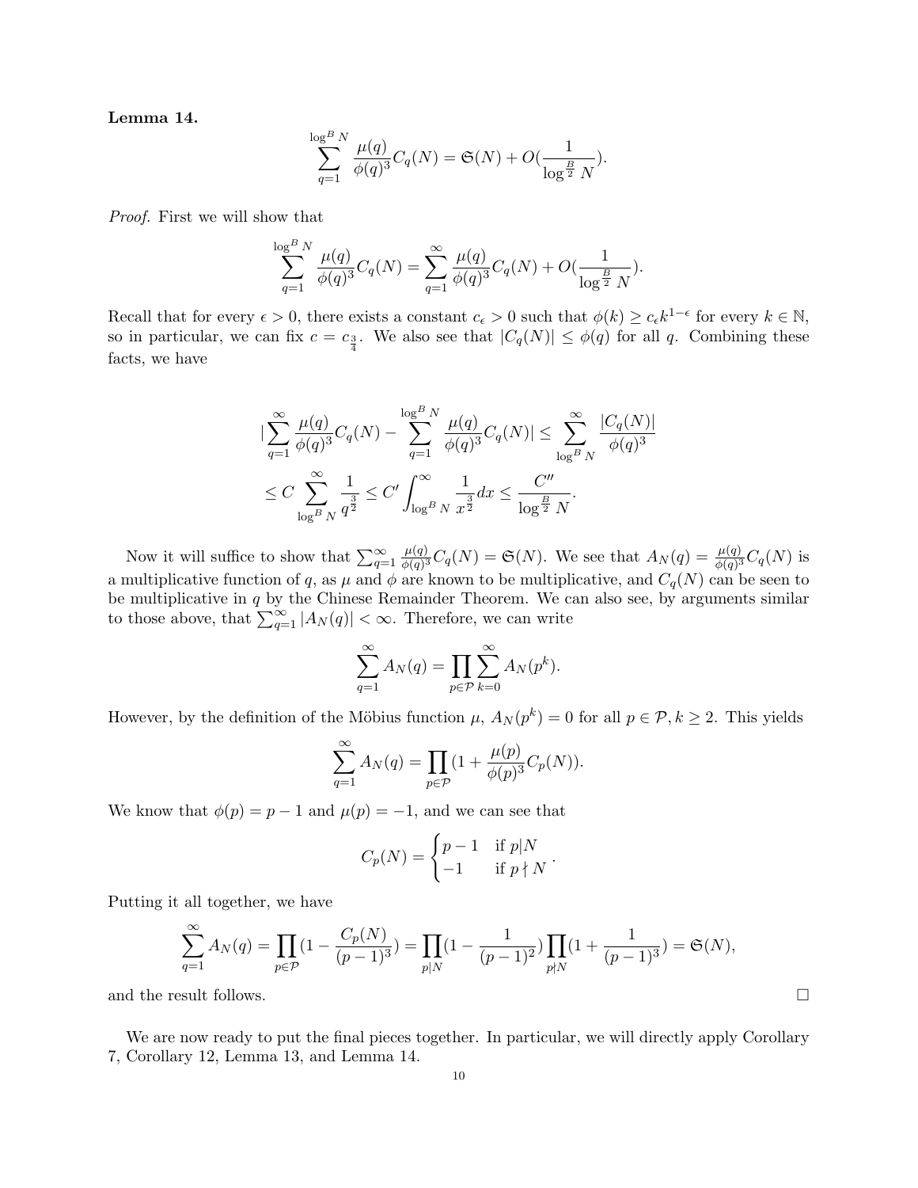**Lemma 14.**

$$\sum_{q=1}^{\log^B N} \frac{\mu(q)}{\phi(q)^3} C_q(N) = \mathfrak{S}(N) + O(\frac{1}{\log^{\frac{B}{2}} N}).$$

*Proof.* First we will show that

$$\sum_{q=1}^{\log^B N} \frac{\mu(q)}{\phi(q)^3} C_q(N) = \sum_{q=1}^{\infty} \frac{\mu(q)}{\phi(q)^3} C_q(N) + O(\frac{1}{\log^{\frac{B}{2}} N}).$$

Recall that for every $\epsilon > 0$, there exists a constant $c_\epsilon > 0$ such that $\phi(k) \geq c_\epsilon k^{1-\epsilon}$ for every $k \in \mathbb{N}$, so in particular, we can fix $c = c_{\frac{3}{4}}$. We also see that $|C_q(N)| \leq \phi(q)$ for all $q$. Combining these facts, we have

$$|\sum_{q=1}^{\infty} \frac{\mu(q)}{\phi(q)^3} C_q(N) - \sum_{q=1}^{\log^B N} \frac{\mu(q)}{\phi(q)^3} C_q(N)| \leq \sum_{\log^B N}^{\infty} \frac{|C_q(N)|}{\phi(q)^3}$$

$$\leq C \sum_{\log^B N}^{\infty} \frac{1}{q^{\frac{3}{2}}} \leq C' \int_{\log^B N}^{\infty} \frac{1}{x^{\frac{3}{2}}} dx \leq \frac{C''}{\log^{\frac{B}{2}} N}.$$

Now it will suffice to show that $\sum_{q=1}^{\infty} \frac{\mu(q)}{\phi(q)^3} C_q(N) = \mathfrak{S}(N)$. We see that $A_N(q) = \frac{\mu(q)}{\phi(q)^3} C_q(N)$ is a multiplicative function of $q$, as $\mu$ and $\phi$ are known to be multiplicative, and $C_q(N)$ can be seen to be multiplicative in $q$ by the Chinese Remainder Theorem. We can also see, by arguments similar to those above, that $\sum_{q=1}^{\infty} |A_N(q)| < \infty$. Therefore, we can write

$$\sum_{q=1}^{\infty} A_N(q) = \prod_{p \in \mathcal{P}} \sum_{k=0}^{\infty} A_N(p^k).$$

However, by the definition of the Möbius function $\mu$, $A_N(p^k) = 0$ for all $p \in \mathcal{P}, k \geq 2$. This yields

$$\sum_{q=1}^{\infty} A_N(q) = \prod_{p \in \mathcal{P}} (1 + \frac{\mu(p)}{\phi(p)^3} C_p(N)).$$

We know that $\phi(p) = p - 1$ and $\mu(p) = -1$, and we can see that

$$C_p(N) = \begin{cases} p-1 & \text{if } p | N \\ -1 & \text{if } p \nmid N \end{cases}.$$

Putting it all together, we have

$$\sum_{q=1}^{\infty} A_N(q) = \prod_{p \in \mathcal{P}} (1 - \frac{C_p(N)}{(p-1)^3}) = \prod_{p | N} (1 - \frac{1}{(p-1)^2}) \prod_{p \nmid N} (1 + \frac{1}{(p-1)^3}) = \mathfrak{S}(N),$$

and the result follows. ☐

We are now ready to put the final pieces together. In particular, we will directly apply Corollary 7, Corollary 12, Lemma 13, and Lemma 14.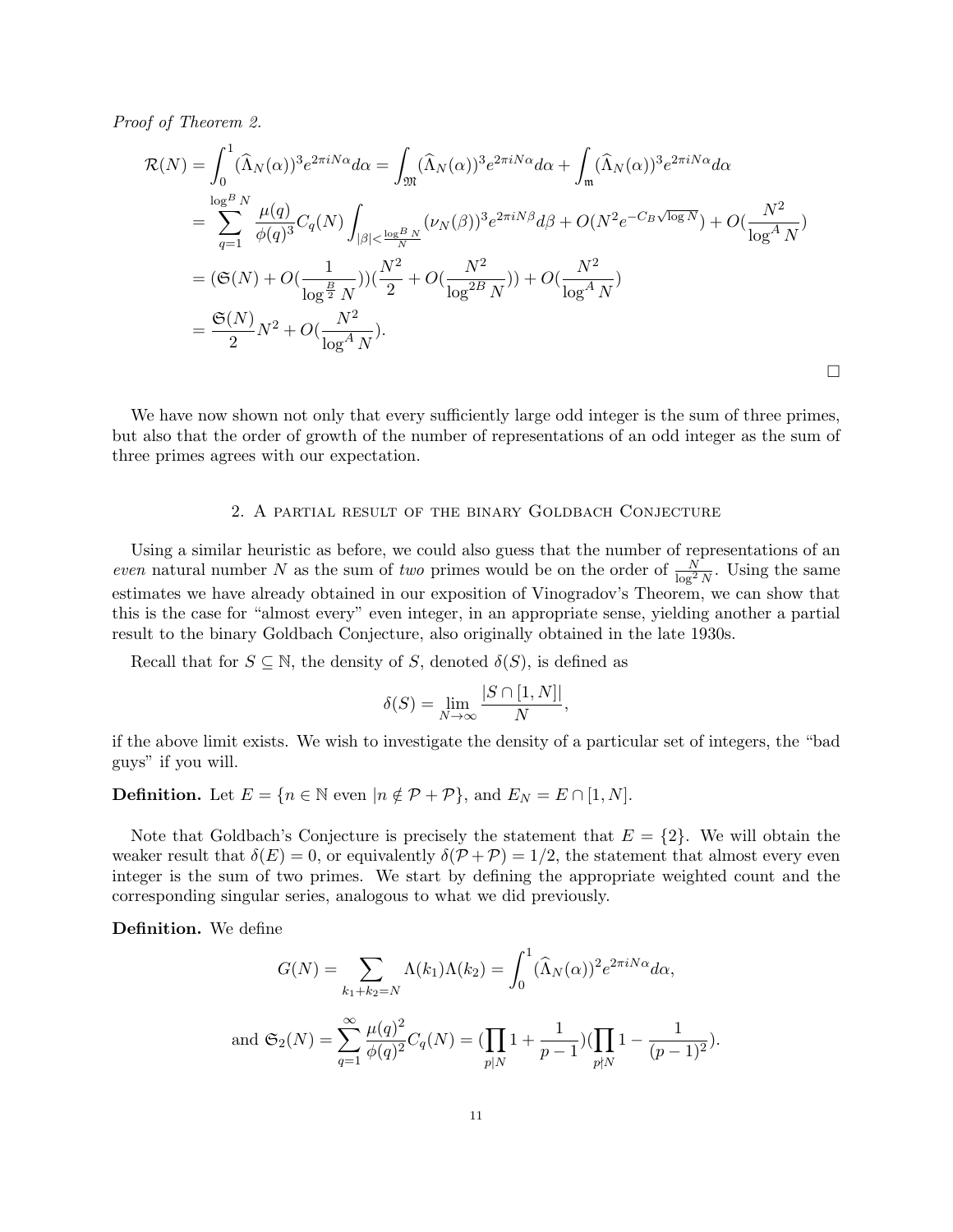*Proof of Theorem 2.*

$$
\begin{aligned}
\mathcal{R}(N) &= \int_0^1 (\widehat{\Lambda}_N(\alpha))^3 e^{2\pi i N\alpha} d\alpha = \int_{\mathfrak{M}} (\widehat{\Lambda}_N(\alpha))^3 e^{2\pi i N\alpha} d\alpha + \int_{\mathfrak{m}} (\widehat{\Lambda}_N(\alpha))^3 e^{2\pi i N\alpha} d\alpha \\
&= \sum_{q=1}^{\log^B N} \frac{\mu(q)}{\phi(q)^3} C_q(N) \int_{|\beta| < \frac{\log^B N}{N}} (\nu_N(\beta))^3 e^{2\pi i N\beta} d\beta + O(N^2 e^{-C_B\sqrt{\log N}}) + O(\frac{N^2}{\log^A N}) \\
&= (\mathfrak{S}(N) + O(\frac{1}{\log^{\frac{B}{2}} N}))(\frac{N^2}{2} + O(\frac{N^2}{\log^{2B} N})) + O(\frac{N^2}{\log^A N}) \\
&= \frac{\mathfrak{S}(N)}{2} N^2 + O(\frac{N^2}{\log^A N}).
\end{aligned}
$$

□

We have now shown not only that every sufficiently large odd integer is the sum of three primes, but also that the order of growth of the number of representations of an odd integer as the sum of three primes agrees with our expectation.

## 2. A partial result of the binary Goldbach Conjecture

Using a similar heuristic as before, we could also guess that the number of representations of an *even* natural number $N$ as the sum of *two* primes would be on the order of $\frac{N}{\log^2 N}$. Using the same estimates we have already obtained in our exposition of Vinogradov's Theorem, we can show that this is the case for "almost every" even integer, in an appropriate sense, yielding another a partial result to the binary Goldbach Conjecture, also originally obtained in the late 1930s.

Recall that for $S \subseteq \mathbb{N}$, the density of $S$, denoted $\delta(S)$, is defined as

$$
\delta(S) = \lim_{N\to\infty} \frac{|S \cap [1, N]|}{N},
$$

if the above limit exists. We wish to investigate the density of a particular set of integers, the "bad guys" if you will.

**Definition.** Let $E = \{n \in \mathbb{N} \text{ even } | n \notin \mathcal{P} + \mathcal{P}\}$, and $E_N = E \cap [1, N]$.

Note that Goldbach's Conjecture is precisely the statement that $E = \{2\}$. We will obtain the weaker result that $\delta(E) = 0$, or equivalently $\delta(\mathcal{P} + \mathcal{P}) = 1/2$, the statement that almost every even integer is the sum of two primes. We start by defining the appropriate weighted count and the corresponding singular series, analogous to what we did previously.

**Definition.** We define

$$
G(N) = \sum_{k_1+k_2=N} \Lambda(k_1)\Lambda(k_2) = \int_0^1 (\widehat{\Lambda}_N(\alpha))^2 e^{2\pi i N\alpha} d\alpha,
$$

$$
\text{and } \mathfrak{S}_2(N) = \sum_{q=1}^{\infty} \frac{\mu(q)^2}{\phi(q)^2} C_q(N) = (\prod_{p|N} 1 + \frac{1}{p-1})(\prod_{p\nmid N} 1 - \frac{1}{(p-1)^2}).
$$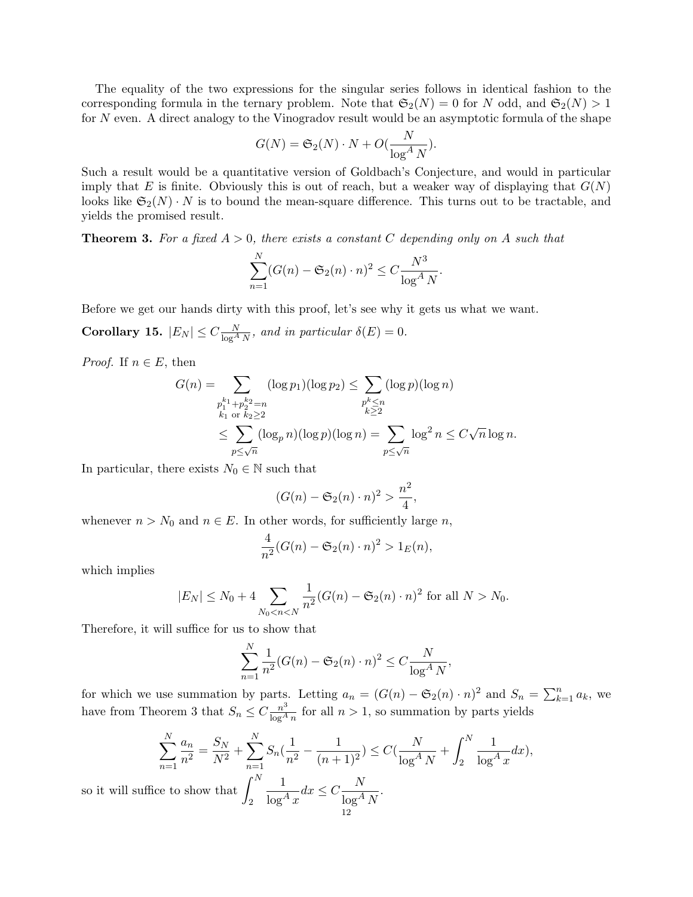The equality of the two expressions for the singular series follows in identical fashion to the corresponding formula in the ternary problem. Note that $\mathfrak{S}_2(N) = 0$ for $N$ odd, and $\mathfrak{S}_2(N) > 1$ for $N$ even. A direct analogy to the Vinogradov result would be an asymptotic formula of the shape

$$G(N) = \mathfrak{S}_2(N) \cdot N + O(\frac{N}{\log^A N}).$$

Such a result would be a quantitative version of Goldbach's Conjecture, and would in particular imply that $E$ is finite. Obviously this is out of reach, but a weaker way of displaying that $G(N)$ looks like $\mathfrak{S}_2(N) \cdot N$ is to bound the mean-square difference. This turns out to be tractable, and yields the promised result.

**Theorem 3.** *For a fixed $A > 0$, there exists a constant $C$ depending only on $A$ such that*

$$\sum_{n=1}^{N} (G(n) - \mathfrak{S}_2(n) \cdot n)^2 \leq C \frac{N^3}{\log^A N}.$$

Before we get our hands dirty with this proof, let's see why it gets us what we want.

**Corollary 15.** *$|E_N| \leq C \frac{N}{\log^A N}$, and in particular $\delta(E) = 0$.*

*Proof.* If $n \in E$, then

$$G(n) = \sum_{\substack{p_1^{k_1} + p_2^{k_2} = n \\ k_1 \text{ or } k_2 \geq 2}} (\log p_1)(\log p_2) \leq \sum_{\substack{p^k \leq n \\ k \geq 2}} (\log p)(\log n)$$
$$\leq \sum_{p \leq \sqrt{n}} (\log_p n)(\log p)(\log n) = \sum_{p \leq \sqrt{n}} \log^2 n \leq C\sqrt{n} \log n.$$

In particular, there exists $N_0 \in \mathbb{N}$ such that

$$(G(n) - \mathfrak{S}_2(n) \cdot n)^2 > \frac{n^2}{4},$$

whenever $n > N_0$ and $n \in E$. In other words, for sufficiently large $n$,

$$\frac{4}{n^2}(G(n) - \mathfrak{S}_2(n) \cdot n)^2 > 1_E(n),$$

which implies

$$|E_N| \leq N_0 + 4 \sum_{N_0 < n < N} \frac{1}{n^2}(G(n) - \mathfrak{S}_2(n) \cdot n)^2 \text{ for all } N > N_0.$$

Therefore, it will suffice for us to show that

$$\sum_{n=1}^{N} \frac{1}{n^2}(G(n) - \mathfrak{S}_2(n) \cdot n)^2 \leq C \frac{N}{\log^A N},$$

for which we use summation by parts. Letting $a_n = (G(n) - \mathfrak{S}_2(n) \cdot n)^2$ and $S_n = \sum_{k=1}^{n} a_k$, we have from Theorem 3 that $S_n \leq C \frac{n^3}{\log^A n}$ for all $n > 1$, so summation by parts yields

$$\sum_{n=1}^{N} \frac{a_n}{n^2} = \frac{S_N}{N^2} + \sum_{n=1}^{N} S_n (\frac{1}{n^2} - \frac{1}{(n+1)^2}) \leq C(\frac{N}{\log^A N} + \int_2^N \frac{1}{\log^A x} dx),$$

so it will suffice to show that $\int_2^N \frac{1}{\log^A x} dx \leq C \frac{N}{\log^A N}$.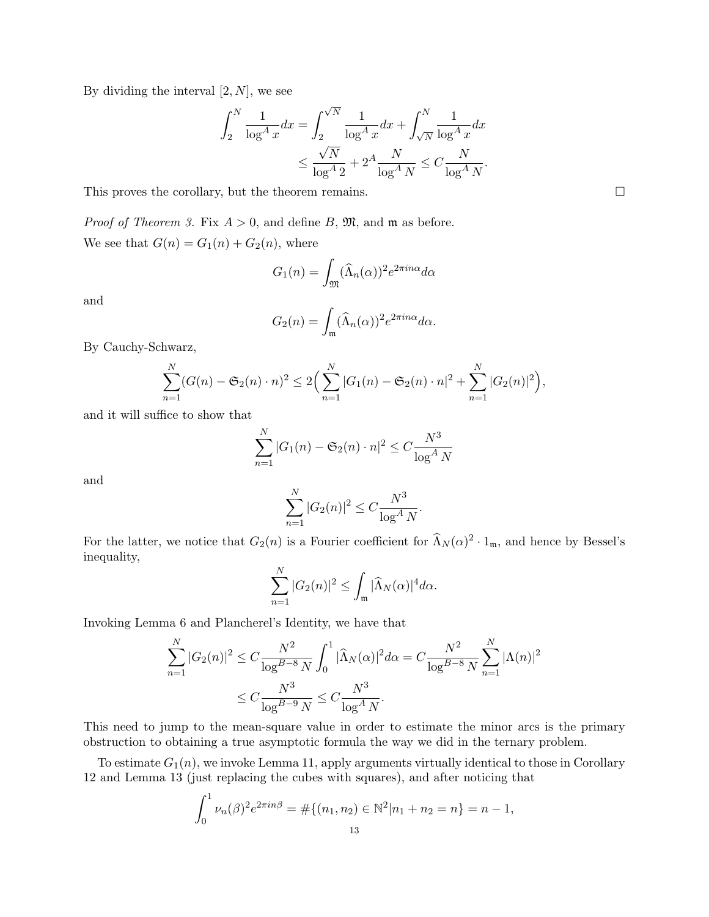By dividing the interval $[2, N]$, we see

$$
\begin{aligned}
\int_2^N \frac{1}{\log^A x} dx &= \int_2^{\sqrt{N}} \frac{1}{\log^A x} dx + \int_{\sqrt{N}}^N \frac{1}{\log^A x} dx \\
&\leq \frac{\sqrt{N}}{\log^A 2} + 2^A \frac{N}{\log^A N} \leq C \frac{N}{\log^A N}.
\end{aligned}
$$

This proves the corollary, but the theorem remains. □

*Proof of Theorem 3.* Fix $A > 0$, and define $B$, $\mathfrak{M}$, and $\mathfrak{m}$ as before.

We see that $G(n) = G_1(n) + G_2(n)$, where

$$
G_1(n) = \int_{\mathfrak{M}} (\widehat{\Lambda}_n(\alpha))^2 e^{2\pi i n\alpha} d\alpha
$$

and

$$
G_2(n) = \int_{\mathfrak{m}} (\widehat{\Lambda}_n(\alpha))^2 e^{2\pi i n\alpha} d\alpha.
$$

By Cauchy-Schwarz,

$$
\sum_{n=1}^N (G(n) - \mathfrak{S}_2(n) \cdot n)^2 \leq 2\Big( \sum_{n=1}^N |G_1(n) - \mathfrak{S}_2(n) \cdot n|^2 + \sum_{n=1}^N |G_2(n)|^2 \Big),
$$

and it will suffice to show that

$$
\sum_{n=1}^N |G_1(n) - \mathfrak{S}_2(n) \cdot n|^2 \leq C \frac{N^3}{\log^A N}
$$

and

$$
\sum_{n=1}^N |G_2(n)|^2 \leq C \frac{N^3}{\log^A N}.
$$

For the latter, we notice that $G_2(n)$ is a Fourier coefficient for $\widehat{\Lambda}_N(\alpha)^2 \cdot 1_{\mathfrak{m}}$, and hence by Bessel's inequality,

$$
\sum_{n=1}^N |G_2(n)|^2 \leq \int_{\mathfrak{m}} |\widehat{\Lambda}_N(\alpha)|^4 d\alpha.
$$

Invoking Lemma 6 and Plancherel's Identity, we have that

$$
\begin{aligned}
\sum_{n=1}^N |G_2(n)|^2 &\leq C \frac{N^2}{\log^{B-8} N} \int_0^1 |\widehat{\Lambda}_N(\alpha)|^2 d\alpha = C \frac{N^2}{\log^{B-8} N} \sum_{n=1}^N |\Lambda(n)|^2 \\
&\leq C \frac{N^3}{\log^{B-9} N} \leq C \frac{N^3}{\log^A N}.
\end{aligned}
$$

This need to jump to the mean-square value in order to estimate the minor arcs is the primary obstruction to obtaining a true asymptotic formula the way we did in the ternary problem.

To estimate $G_1(n)$, we invoke Lemma 11, apply arguments virtually identical to those in Corollary 12 and Lemma 13 (just replacing the cubes with squares), and after noticing that

$$
\int_0^1 \nu_n(\beta)^2 e^{2\pi i n\beta} = \#\{(n_1, n_2) \in \mathbb{N}^2 | n_1 + n_2 = n\} = n - 1,
$$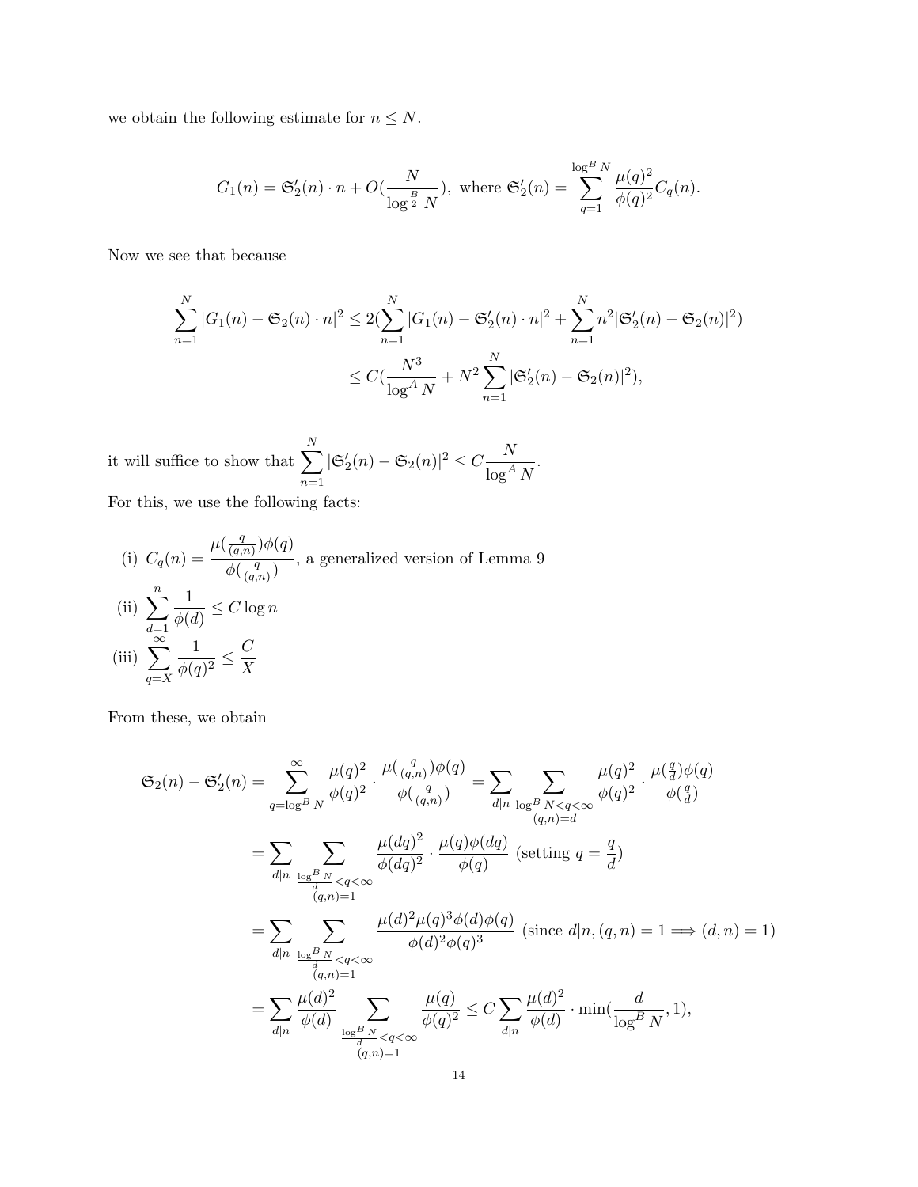we obtain the following estimate for $n \leq N$.

$$G_1(n) = \mathfrak{S}_2'(n) \cdot n + O(\frac{N}{\log^{\frac{B}{2}} N}), \text{ where } \mathfrak{S}_2'(n) = \sum_{q=1}^{\log^B N} \frac{\mu(q)^2}{\phi(q)^2} C_q(n).$$

Now we see that because

$$\begin{aligned}
\sum_{n=1}^{N} |G_1(n) - \mathfrak{S}_2(n) \cdot n|^2 &\leq 2(\sum_{n=1}^{N} |G_1(n) - \mathfrak{S}_2'(n) \cdot n|^2 + \sum_{n=1}^{N} n^2 |\mathfrak{S}_2'(n) - \mathfrak{S}_2(n)|^2) \\
&\leq C(\frac{N^3}{\log^A N} + N^2 \sum_{n=1}^{N} |\mathfrak{S}_2'(n) - \mathfrak{S}_2(n)|^2),
\end{aligned}$$

it will suffice to show that $\sum_{n=1}^{N} |\mathfrak{S}_2'(n) - \mathfrak{S}_2(n)|^2 \leq C \frac{N}{\log^A N}$.

For this, we use the following facts:

(i) $C_q(n) = \frac{\mu(\frac{q}{(q,n)})\phi(q)}{\phi(\frac{q}{(q,n)})}$, a generalized version of Lemma 9

(ii) $\sum_{d=1}^{n} \frac{1}{\phi(d)} \leq C \log n$

(iii) $\sum_{q=X}^{\infty} \frac{1}{\phi(q)^2} \leq \frac{C}{X}$

From these, we obtain

$$\begin{aligned}
\mathfrak{S}_2(n) - \mathfrak{S}_2'(n) &= \sum_{q=\log^B N}^{\infty} \frac{\mu(q)^2}{\phi(q)^2} \cdot \frac{\mu(\frac{q}{(q,n)})\phi(q)}{\phi(\frac{q}{(q,n)})} = \sum_{d|n} \sum_{\substack{\log^B N < q < \infty \\ (q,n)=d}} \frac{\mu(q)^2}{\phi(q)^2} \cdot \frac{\mu(\frac{q}{d})\phi(q)}{\phi(\frac{q}{d})} \\
&= \sum_{d|n} \sum_{\substack{\frac{\log^B N}{d} < q < \infty \\ (q,n)=1}} \frac{\mu(dq)^2}{\phi(dq)^2} \cdot \frac{\mu(q)\phi(dq)}{\phi(q)} \text{ (setting } q = \frac{q}{d}) \\
&= \sum_{d|n} \sum_{\substack{\frac{\log^B N}{d} < q < \infty \\ (q,n)=1}} \frac{\mu(d)^2 \mu(q)^3 \phi(d)\phi(q)}{\phi(d)^2 \phi(q)^3} \text{ (since } d|n, (q,n) = 1 \Longrightarrow (d,n) = 1) \\
&= \sum_{d|n} \frac{\mu(d)^2}{\phi(d)} \sum_{\substack{\frac{\log^B N}{d} < q < \infty \\ (q,n)=1}} \frac{\mu(q)}{\phi(q)^2} \leq C \sum_{d|n} \frac{\mu(d)^2}{\phi(d)} \cdot \min(\frac{d}{\log^B N}, 1),
\end{aligned}$$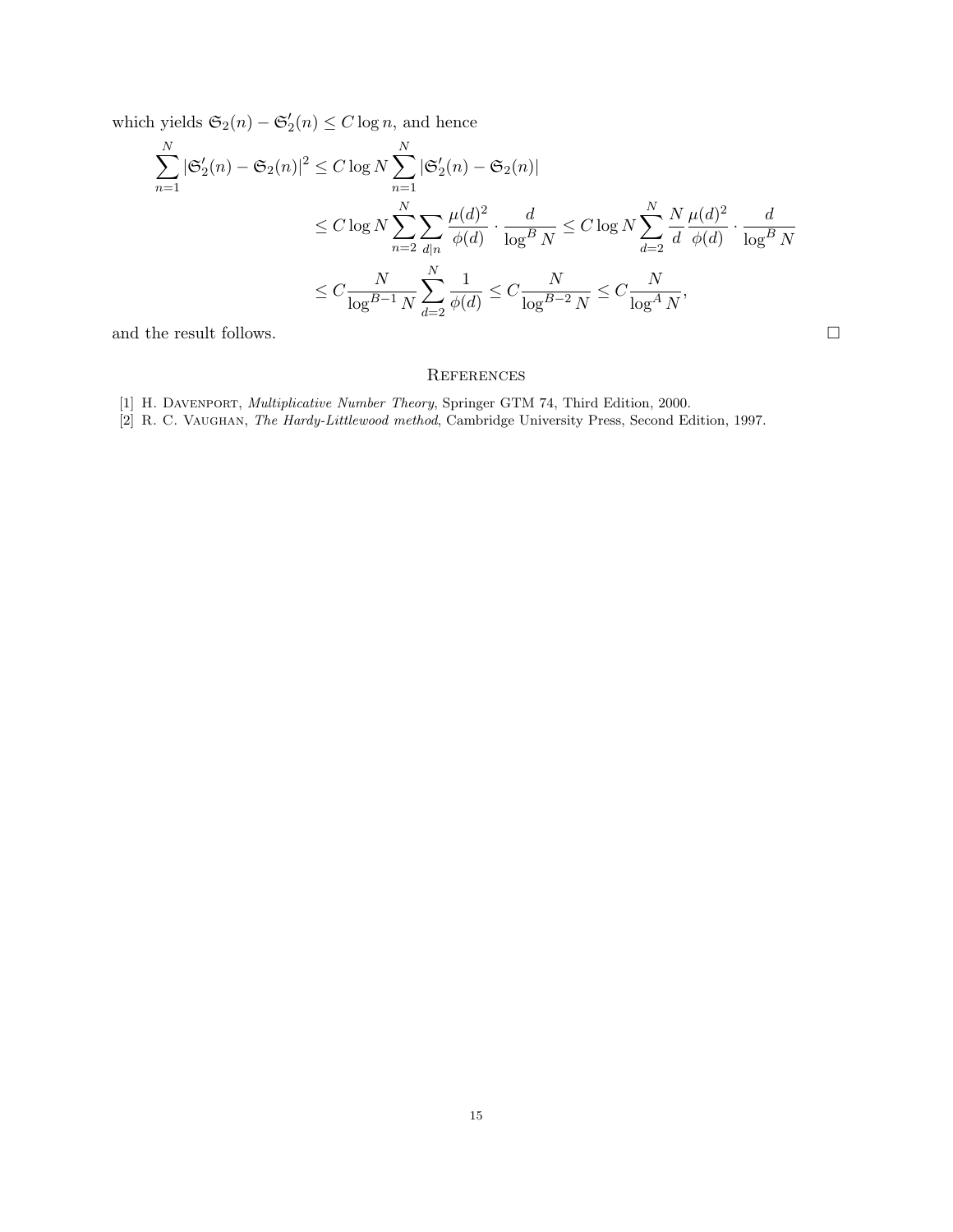which yields $\mathfrak{S}_2(n) - \mathfrak{S}_2'(n) \leq C \log n$, and hence

$$
\begin{aligned}
\sum_{n=1}^{N} |\mathfrak{S}_2'(n) - \mathfrak{S}_2(n)|^2 &\leq C \log N \sum_{n=1}^{N} |\mathfrak{S}_2'(n) - \mathfrak{S}_2(n)| \\
&\leq C \log N \sum_{n=2}^{N} \sum_{d|n} \frac{\mu(d)^2}{\phi(d)} \cdot \frac{d}{\log^B N} \leq C \log N \sum_{d=2}^{N} \frac{N}{d} \frac{\mu(d)^2}{\phi(d)} \cdot \frac{d}{\log^B N} \\
&\leq C \frac{N}{\log^{B-1} N} \sum_{d=2}^{N} \frac{1}{\phi(d)} \leq C \frac{N}{\log^{B-2} N} \leq C \frac{N}{\log^A N},
\end{aligned}
$$

and the result follows. □

## References

[1] H. Davenport, *Multiplicative Number Theory*, Springer GTM 74, Third Edition, 2000.

[2] R. C. Vaughan, *The Hardy-Littlewood method*, Cambridge University Press, Second Edition, 1997.